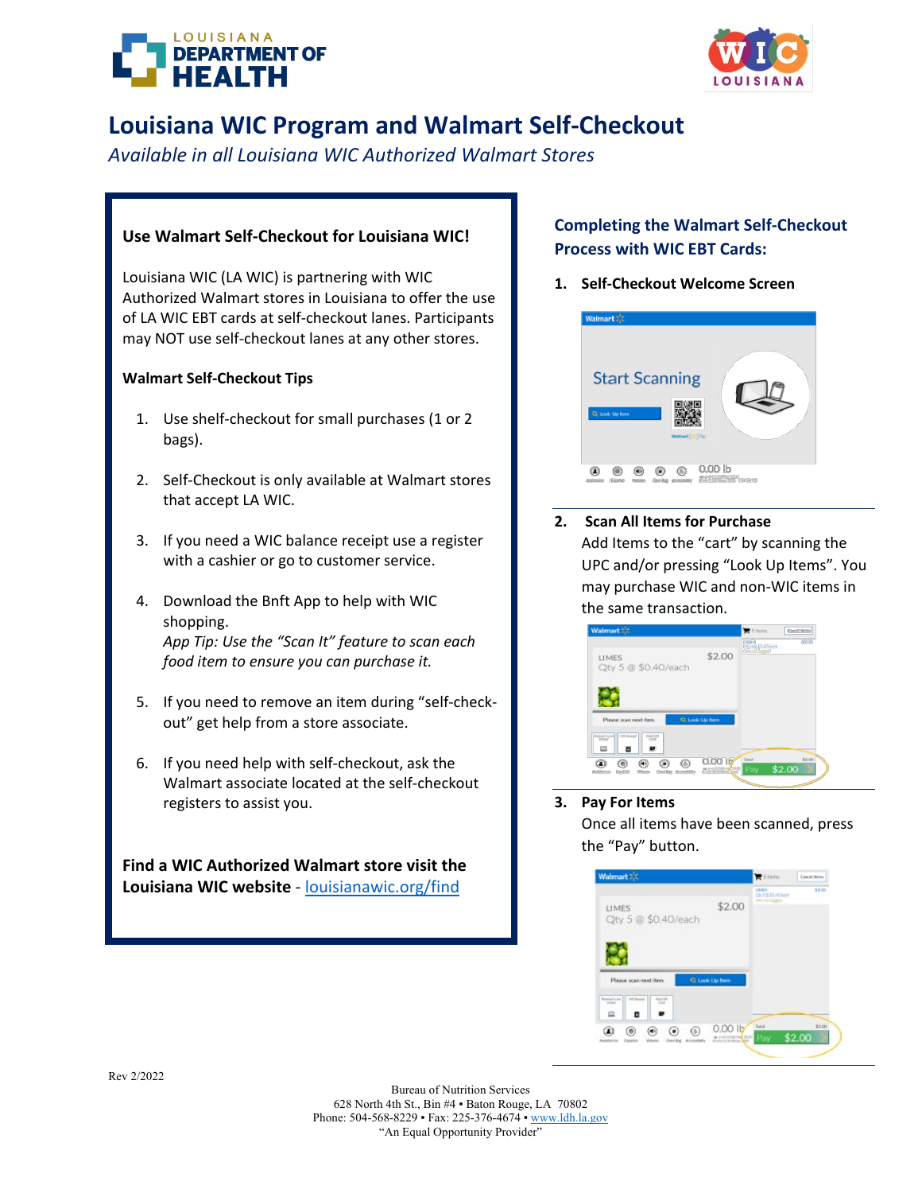# Louisiana WIC Program and Walmart Self-Checkout

*Available in all Louisiana WIC Authorized Walmart Stores*

## Use Walmart Self-Checkout for Louisiana WIC!

Louisiana WIC (LA WIC) is partnering with WIC Authorized Walmart stores in Louisiana to offer the use of LA WIC EBT cards at self-checkout lanes. Participants may NOT use self-checkout lanes at any other stores.

### Walmart Self-Checkout Tips

1. Use shelf-checkout for small purchases (1 or 2 bags).
2. Self-Checkout is only available at Walmart stores that accept LA WIC.
3. If you need a WIC balance receipt use a register with a cashier or go to customer service.
4. Download the Bnft App to help with WIC shopping.
   *App Tip: Use the "Scan It" feature to scan each food item to ensure you can purchase it.*
5. If you need to remove an item during "self-check-out" get help from a store associate.
6. If you need help with self-checkout, ask the Walmart associate located at the self-checkout registers to assist you.

**Find a WIC Authorized Walmart store visit the Louisiana WIC website -** [louisianawic.org/find](louisianawic.org/find)

## Completing the Walmart Self-Checkout Process with WIC EBT Cards:

1. **Self-Checkout Welcome Screen**

2. **Scan All Items for Purchase**
   Add Items to the "cart" by scanning the UPC and/or pressing "Look Up Items". You may purchase WIC and non-WIC items in the same transaction.

3. **Pay For Items**
   Once all items have been scanned, press the "Pay" button.

Rev 2/2022

Bureau of Nutrition Services
628 North 4th St., Bin #4 • Baton Rouge, LA 70802
Phone: 504-568-8229 • Fax: 225-376-4674 • [www.ldh.la.gov](www.ldh.la.gov)
"An Equal Opportunity Provider"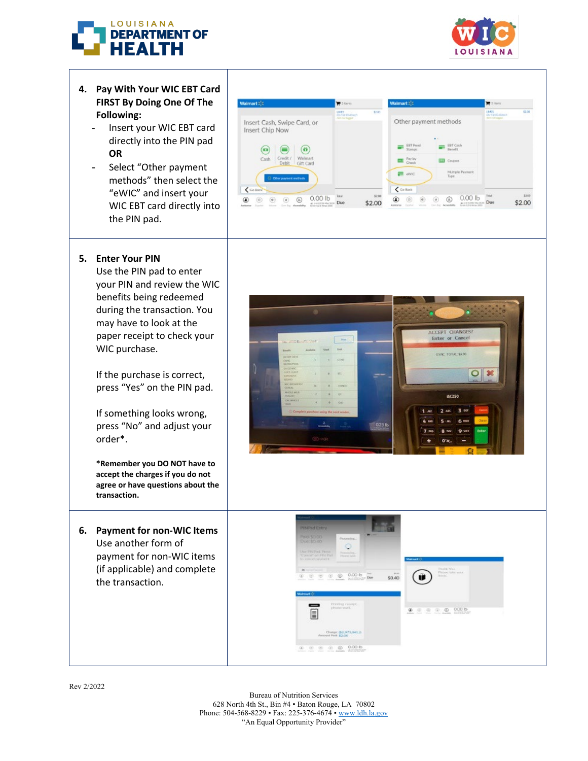4. **Pay With Your WIC EBT Card FIRST By Doing One Of The Following:**
   - Insert your WIC EBT card directly into the PIN pad
     **OR**
   - Select "Other payment methods" then select the "eWIC" and insert your WIC EBT card directly into the PIN pad.

5. **Enter Your PIN**
   Use the PIN pad to enter your PIN and review the WIC benefits being redeemed during the transaction. You may have to look at the paper receipt to check your WIC purchase.

   If the purchase is correct, press "Yes" on the PIN pad.

   If something looks wrong, press "No" and adjust your order*.

   ***Remember you DO NOT have to accept the charges if you do not agree or have questions about the transaction.**

6. **Payment for non-WIC Items**
   Use another form of payment for non-WIC items (if applicable) and complete the transaction.

Rev 2/2022

Bureau of Nutrition Services
628 North 4th St., Bin #4 • Baton Rouge, LA 70802
Phone: 504-568-8229 • Fax: 225-376-4674 • www.ldh.la.gov
"An Equal Opportunity Provider"